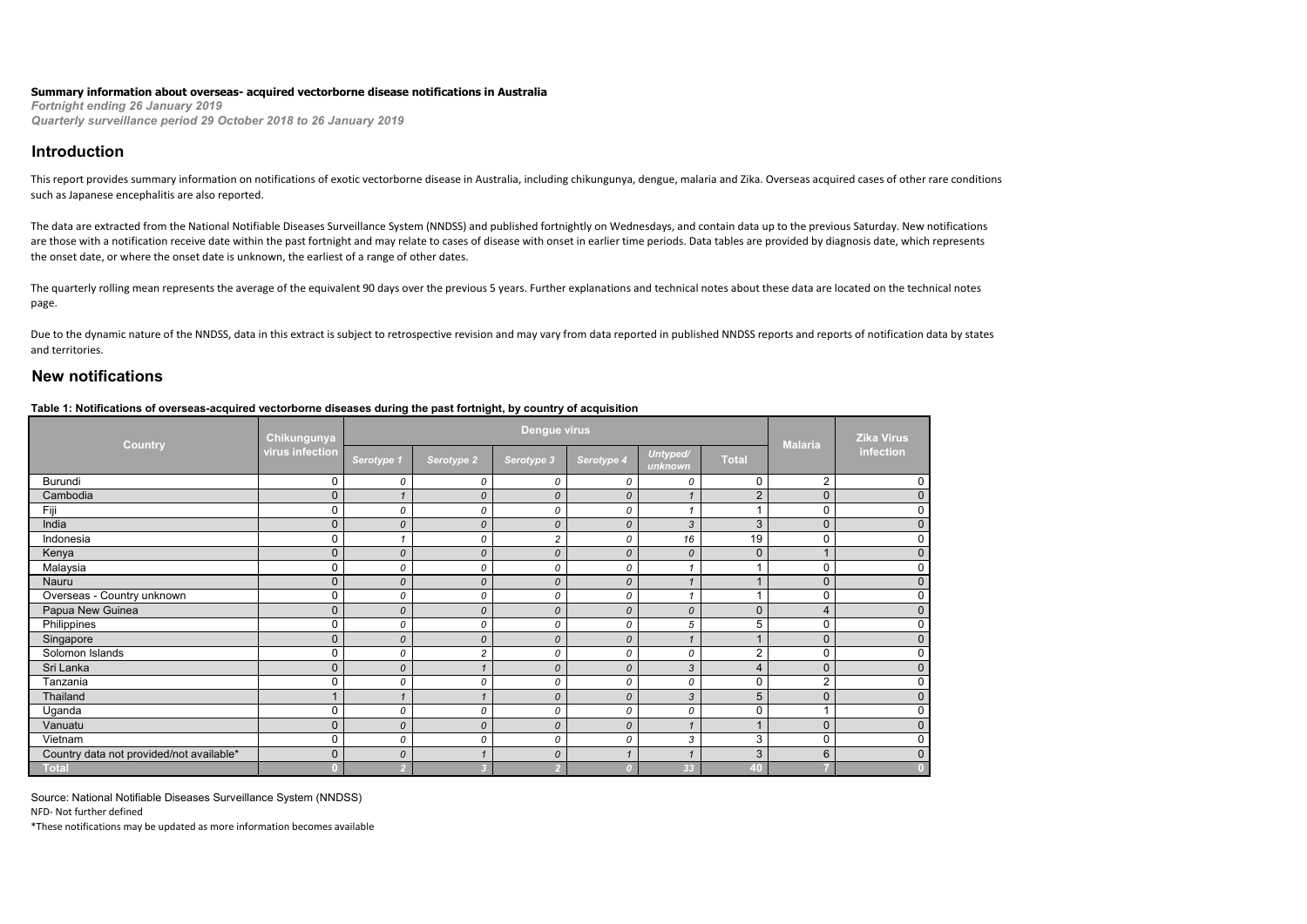**Summary information about overseas- acquired vectorborne disease notifications in Australia**

*Fortnight ending 26 January 2019*

*Quarterly surveillance period 29 October 2018 to 26 January 2019*

## Introduction

This report provides summary information on notifications of exotic vectorborne disease in Australia, including chikungunya, dengue, malaria and Zika. Overseas acquired cases of other rare conditions such as Japanese encephalitis are also reported.

The data are extracted from the National Notifiable Diseases Surveillance System (NNDSS) and published fortnightly on Wednesdays, and contain data up to the previous Saturday. New notifications are those with a notification receive date within the past fortnight and may relate to cases of disease with onset in earlier time periods. Data tables are provided by diagnosis date, which represents the onset date, or where the onset date is unknown, the earliest of a range of other dates.

The quarterly rolling mean represents the average of the equivalent 90 days over the previous 5 years. Further explanations and technical notes about these data are located on the technical notes page.

Due to the dynamic nature of the NNDSS, data in this extract is subject to retrospective revision and may vary from data reported in published NNDSS reports and reports of notification data by states and territories.

## New notifications

**Table 1: Notifications of overseas-acquired vectorborne diseases during the past fortnight, by country of acquisition**

| Country | Chikungunya virus infection | Dengue virus | | | | | | Malaria | Zika Virus infection |
|---|---|---|---|---|---|---|---|---|---|
| | | *Serotype 1* | *Serotype 2* | *Serotype 3* | *Serotype 4* | *Untyped/ unknown* | Total | | |
| Burundi | 0 | *0* | *0* | *0* | *0* | *0* | 0 | 2 | 0 |
| Cambodia | 0 | *1* | *0* | *0* | *0* | *1* | 2 | 0 | 0 |
| Fiji | 0 | *0* | *0* | *0* | *0* | *1* | 1 | 0 | 0 |
| India | 0 | *0* | *0* | *0* | *0* | *3* | 3 | 0 | 0 |
| Indonesia | 0 | *1* | *0* | *2* | *0* | *16* | 19 | 0 | 0 |
| Kenya | 0 | *0* | *0* | *0* | *0* | *0* | 0 | 1 | 0 |
| Malaysia | 0 | *0* | *0* | *0* | *0* | *1* | 1 | 0 | 0 |
| Nauru | 0 | *0* | *0* | *0* | *0* | *1* | 1 | 0 | 0 |
| Overseas - Country unknown | 0 | *0* | *0* | *0* | *0* | *1* | 1 | 0 | 0 |
| Papua New Guinea | 0 | *0* | *0* | *0* | *0* | *0* | 0 | 4 | 0 |
| Philippines | 0 | *0* | *0* | *0* | *0* | *5* | 5 | 0 | 0 |
| Singapore | 0 | *0* | *0* | *0* | *0* | *1* | 1 | 0 | 0 |
| Solomon Islands | 0 | *0* | *2* | *0* | *0* | *0* | 2 | 0 | 0 |
| Sri Lanka | 0 | *0* | *1* | *0* | *0* | *3* | 4 | 0 | 0 |
| Tanzania | 0 | *0* | *0* | *0* | *0* | *0* | 0 | 2 | 0 |
| Thailand | 1 | *1* | *1* | *0* | *0* | *3* | 5 | 0 | 0 |
| Uganda | 0 | *0* | *0* | *0* | *0* | *0* | 0 | 1 | 0 |
| Vanuatu | 0 | *0* | *0* | *0* | *0* | *1* | 1 | 0 | 0 |
| Vietnam | 0 | *0* | *0* | *0* | *0* | *3* | 3 | 0 | 0 |
| Country data not provided/not available* | 0 | *0* | *1* | *0* | *1* | *1* | 3 | 6 | 0 |
| **Total** | **0** | ***2*** | ***3*** | ***2*** | ***0*** | ***33*** | **40** | **7** | **0** |

Source: National Notifiable Diseases Surveillance System (NNDSS)

NFD- Not further defined

*These notifications may be updated as more information becomes available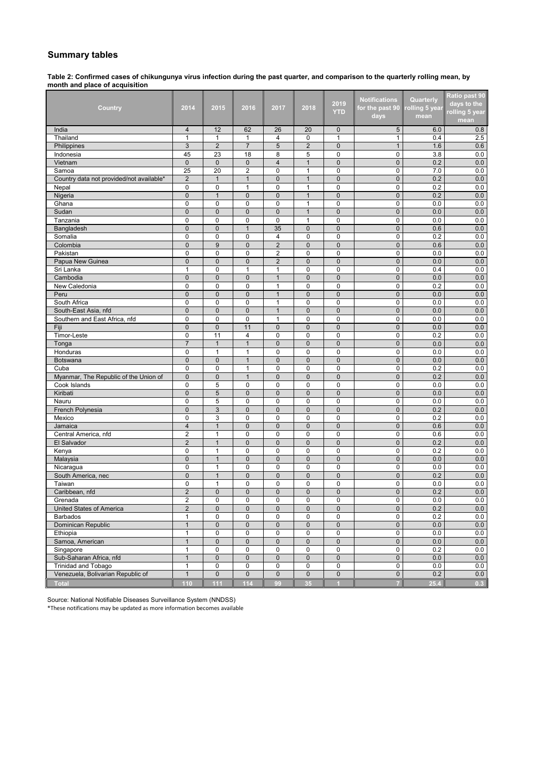## Summary tables

**Table 2: Confirmed cases of chikungunya virus infection during the past quarter, and comparison to the quarterly rolling mean, by month and place of acquisition**

| Country | 2014 | 2015 | 2016 | 2017 | 2018 | 2019 YTD | Notifications for the past 90 days | Quarterly rolling 5 year mean | Ratio past 90 days to the rolling 5 year mean |
|---|---|---|---|---|---|---|---|---|---|
| India | 4 | 12 | 62 | 26 | 20 | 0 | 5 | 6.0 | 0.8 |
| Thailand | 1 | 1 | 1 | 4 | 0 | 1 | 1 | 0.4 | 2.5 |
| Philippines | 3 | 2 | 7 | 5 | 2 | 0 | 1 | 1.6 | 0.6 |
| Indonesia | 45 | 23 | 18 | 8 | 5 | 0 | 0 | 3.8 | 0.0 |
| Vietnam | 0 | 0 | 0 | 4 | 1 | 0 | 0 | 0.2 | 0.0 |
| Samoa | 25 | 20 | 2 | 0 | 1 | 0 | 0 | 7.0 | 0.0 |
| Country data not provided/not available* | 2 | 1 | 1 | 0 | 1 | 0 | 0 | 0.2 | 0.0 |
| Nepal | 0 | 0 | 1 | 0 | 1 | 0 | 0 | 0.2 | 0.0 |
| Nigeria | 0 | 1 | 0 | 0 | 1 | 0 | 0 | 0.2 | 0.0 |
| Ghana | 0 | 0 | 0 | 0 | 1 | 0 | 0 | 0.0 | 0.0 |
| Sudan | 0 | 0 | 0 | 0 | 1 | 0 | 0 | 0.0 | 0.0 |
| Tanzania | 0 | 0 | 0 | 0 | 1 | 0 | 0 | 0.0 | 0.0 |
| Bangladesh | 0 | 0 | 1 | 35 | 0 | 0 | 0 | 0.6 | 0.0 |
| Somalia | 0 | 0 | 0 | 4 | 0 | 0 | 0 | 0.2 | 0.0 |
| Colombia | 0 | 9 | 0 | 2 | 0 | 0 | 0 | 0.6 | 0.0 |
| Pakistan | 0 | 0 | 0 | 2 | 0 | 0 | 0 | 0.0 | 0.0 |
| Papua New Guinea | 0 | 0 | 0 | 2 | 0 | 0 | 0 | 0.0 | 0.0 |
| Sri Lanka | 1 | 0 | 1 | 1 | 0 | 0 | 0 | 0.4 | 0.0 |
| Cambodia | 0 | 0 | 0 | 1 | 0 | 0 | 0 | 0.0 | 0.0 |
| New Caledonia | 0 | 0 | 0 | 1 | 0 | 0 | 0 | 0.2 | 0.0 |
| Peru | 0 | 0 | 0 | 1 | 0 | 0 | 0 | 0.0 | 0.0 |
| South Africa | 0 | 0 | 0 | 1 | 0 | 0 | 0 | 0.0 | 0.0 |
| South-East Asia, nfd | 0 | 0 | 0 | 1 | 0 | 0 | 0 | 0.0 | 0.0 |
| Southern and East Africa, nfd | 0 | 0 | 0 | 1 | 0 | 0 | 0 | 0.0 | 0.0 |
| Fiji | 0 | 0 | 11 | 0 | 0 | 0 | 0 | 0.0 | 0.0 |
| Timor-Leste | 0 | 11 | 4 | 0 | 0 | 0 | 0 | 0.2 | 0.0 |
| Tonga | 7 | 1 | 1 | 0 | 0 | 0 | 0 | 0.0 | 0.0 |
| Honduras | 0 | 1 | 1 | 0 | 0 | 0 | 0 | 0.0 | 0.0 |
| Botswana | 0 | 0 | 1 | 0 | 0 | 0 | 0 | 0.0 | 0.0 |
| Cuba | 0 | 0 | 1 | 0 | 0 | 0 | 0 | 0.2 | 0.0 |
| Myanmar, The Republic of the Union of | 0 | 0 | 1 | 0 | 0 | 0 | 0 | 0.2 | 0.0 |
| Cook Islands | 0 | 5 | 0 | 0 | 0 | 0 | 0 | 0.0 | 0.0 |
| Kiribati | 0 | 5 | 0 | 0 | 0 | 0 | 0 | 0.0 | 0.0 |
| Nauru | 0 | 5 | 0 | 0 | 0 | 0 | 0 | 0.0 | 0.0 |
| French Polynesia | 0 | 3 | 0 | 0 | 0 | 0 | 0 | 0.2 | 0.0 |
| Mexico | 0 | 3 | 0 | 0 | 0 | 0 | 0 | 0.2 | 0.0 |
| Jamaica | 4 | 1 | 0 | 0 | 0 | 0 | 0 | 0.6 | 0.0 |
| Central America, nfd | 2 | 1 | 0 | 0 | 0 | 0 | 0 | 0.6 | 0.0 |
| El Salvador | 2 | 1 | 0 | 0 | 0 | 0 | 0 | 0.2 | 0.0 |
| Kenya | 0 | 1 | 0 | 0 | 0 | 0 | 0 | 0.2 | 0.0 |
| Malaysia | 0 | 1 | 0 | 0 | 0 | 0 | 0 | 0.0 | 0.0 |
| Nicaragua | 0 | 1 | 0 | 0 | 0 | 0 | 0 | 0.0 | 0.0 |
| South America, nec | 0 | 1 | 0 | 0 | 0 | 0 | 0 | 0.2 | 0.0 |
| Taiwan | 0 | 1 | 0 | 0 | 0 | 0 | 0 | 0.0 | 0.0 |
| Caribbean, nfd | 2 | 0 | 0 | 0 | 0 | 0 | 0 | 0.2 | 0.0 |
| Grenada | 2 | 0 | 0 | 0 | 0 | 0 | 0 | 0.0 | 0.0 |
| United States of America | 2 | 0 | 0 | 0 | 0 | 0 | 0 | 0.2 | 0.0 |
| Barbados | 1 | 0 | 0 | 0 | 0 | 0 | 0 | 0.2 | 0.0 |
| Dominican Republic | 1 | 0 | 0 | 0 | 0 | 0 | 0 | 0.0 | 0.0 |
| Ethiopia | 1 | 0 | 0 | 0 | 0 | 0 | 0 | 0.0 | 0.0 |
| Samoa, American | 1 | 0 | 0 | 0 | 0 | 0 | 0 | 0.0 | 0.0 |
| Singapore | 1 | 0 | 0 | 0 | 0 | 0 | 0 | 0.2 | 0.0 |
| Sub-Saharan Africa, nfd | 1 | 0 | 0 | 0 | 0 | 0 | 0 | 0.0 | 0.0 |
| Trinidad and Tobago | 1 | 0 | 0 | 0 | 0 | 0 | 0 | 0.0 | 0.0 |
| Venezuela, Bolivarian Republic of | 1 | 0 | 0 | 0 | 0 | 0 | 0 | 0.2 | 0.0 |
| **Total** | **110** | **111** | **114** | **99** | **35** | **1** | **7** | **25.4** | **0.3** |

Source: National Notifiable Diseases Surveillance System (NNDSS)

*These notifications may be updated as more information becomes available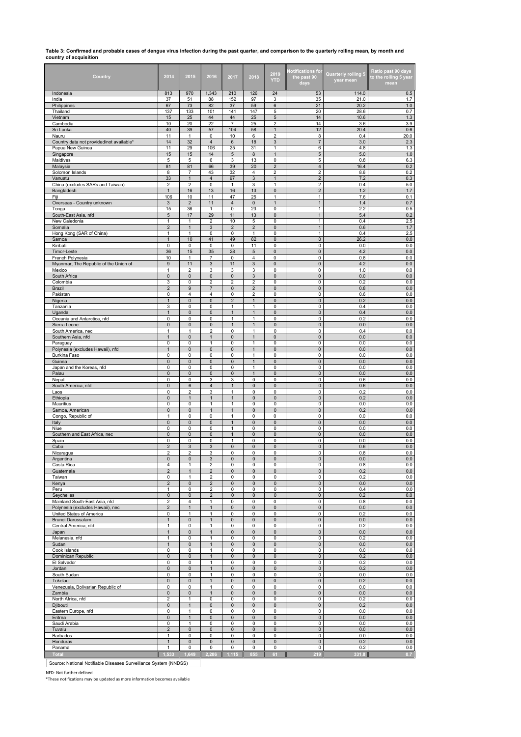**Table 3: Confirmed and probable cases of dengue virus infection during the past quarter, and comparison to the quarterly rolling mean, by month and country of acquisition**

| Country | 2014 | 2015 | 2016 | 2017 | 2018 | 2019 YTD | Notifications for the past 90 days | Quarterly rolling 5 year mean | Ratio past 90 days to the rolling 5 year mean |
|---|---|---|---|---|---|---|---|---|---|
| Indonesia | 813 | 970 | 1,343 | 210 | 126 | 24 | 53 | 114.0 | 0.5 |
| India | 37 | 51 | 88 | 152 | 97 | 3 | 35 | 21.0 | 1.7 |
| Philippines | 67 | 73 | 82 | 37 | 59 | 6 | 21 | 20.2 | 1.0 |
| Thailand | 137 | 133 | 101 | 141 | 147 | 5 | 20 | 28.6 | 0.7 |
| Vietnam | 15 | 25 | 44 | 44 | 25 | 5 | 14 | 10.6 | 1.3 |
| Cambodia | 10 | 20 | 22 | 7 | 25 | 2 | 14 | 3.6 | 3.9 |
| Sri Lanka | 40 | 39 | 57 | 104 | 58 | 1 | 12 | 20.4 | 0.6 |
| Nauru | 11 | 1 | 0 | 10 | 6 | 2 | 8 | 0.4 | 20.0 |
| Country data not provided/not available* | 14 | 32 | 4 | 6 | 18 | 3 | 7 | 3.0 | 2.3 |
| Papua New Guinea | 11 | 29 | 106 | 25 | 31 | 1 | 6 | 4.8 | 1.3 |
| Singapore | 15 | 15 | 14 | 5 | 8 | 1 | 5 | 5.0 | 1.0 |
| Maldives | 5 | 5 | 6 | 3 | 13 | 0 | 5 | 0.8 | 6.3 |
| Malaysia | 81 | 81 | 66 | 39 | 20 | 2 | 4 | 16.4 | 0.2 |
| Solomon Islands | 8 | 7 | 43 | 32 | 4 | 2 | 2 | 8.6 | 0.2 |
| Vanuatu | 33 | 1 | 4 | 97 | 3 | 1 | 2 | 7.2 | 0.3 |
| China (excludes SARs and Taiwan) | 2 | 2 | 0 | 1 | 3 | 1 | 2 | 0.4 | 5.0 |
| Bangladesh | 1 | 16 | 13 | 16 | 13 | 0 | 2 | 1.2 | 1.7 |
| Fiji | 106 | 10 | 11 | 47 | 25 | 1 | 1 | 7.6 | 0.1 |
| Overseas - Country unknown | 3 | 2 | 11 | 4 | 0 | 1 | 1 | 1.4 | 0.7 |
| Tonga | 15 | 36 | 1 | 0 | 23 | 0 | 1 | 2.2 | 0.5 |
| South-East Asia, nfd | 5 | 17 | 29 | 11 | 13 | 0 | 1 | 5.4 | 0.2 |
| New Caledonia | 1 | 1 | 2 | 10 | 5 | 0 | 1 | 0.4 | 2.5 |
| Somalia | 2 | 1 | 3 | 2 | 2 | 0 | 1 | 0.6 | 1.7 |
| Hong Kong (SAR of China) | 1 | 1 | 0 | 0 | 1 | 0 | 1 | 0.4 | 2.5 |
| Samoa | 1 | 10 | 41 | 49 | 82 | 0 | 0 | 26.2 | 0.0 |
| Kiribati | 0 | 0 | 0 | 0 | 11 | 0 | 0 | 0.0 | 0.0 |
| Timor-Leste | 36 | 15 | 35 | 28 | 5 | 0 | 0 | 4.2 | 0.0 |
| French Polynesia | 10 | 1 | 7 | 0 | 4 | 0 | 0 | 0.8 | 0.0 |
| Myanmar, The Republic of the Union of | 9 | 11 | 3 | 11 | 3 | 0 | 0 | 4.2 | 0.0 |
| Mexico | 1 | 2 | 3 | 3 | 3 | 0 | 0 | 1.0 | 0.0 |
| South Africa | 0 | 0 | 0 | 0 | 3 | 0 | 0 | 0.0 | 0.0 |
| Colombia | 3 | 0 | 2 | 2 | 2 | 0 | 0 | 0.2 | 0.0 |
| Brazil | 2 | 9 | 7 | 0 | 2 | 0 | 0 | 0.8 | 0.0 |
| Pakistan | 0 | 4 | 4 | 0 | 2 | 0 | 0 | 0.6 | 0.0 |
| Nigeria | 1 | 0 | 0 | 2 | 1 | 0 | 0 | 0.2 | 0.0 |
| Tanzania | 3 | 0 | 0 | 1 | 1 | 0 | 0 | 0.4 | 0.0 |
| Uganda | 1 | 0 | 0 | 1 | 1 | 0 | 0 | 0.4 | 0.0 |
| Oceania and Antarctica, nfd | 0 | 0 | 0 | 1 | 1 | 0 | 0 | 0.2 | 0.0 |
| Sierra Leone | 0 | 0 | 0 | 1 | 1 | 0 | 0 | 0.0 | 0.0 |
| South America, nec | 1 | 1 | 2 | 0 | 1 | 0 | 0 | 0.4 | 0.0 |
| Southern Asia, nfd | 1 | 0 | 1 | 0 | 1 | 0 | 0 | 0.0 | 0.0 |
| Paraguay | 0 | 0 | 1 | 0 | 1 | 0 | 0 | 0.0 | 0.0 |
| Polynesia (excludes Hawaii), nfd | 1 | 0 | 0 | 0 | 1 | 0 | 0 | 0.0 | 0.0 |
| Burkina Faso | 0 | 0 | 0 | 0 | 1 | 0 | 0 | 0.0 | 0.0 |
| Guinea | 0 | 0 | 0 | 0 | 1 | 0 | 0 | 0.0 | 0.0 |
| Japan and the Koreas, nfd | 0 | 0 | 0 | 0 | 1 | 0 | 0 | 0.0 | 0.0 |
| Palau | 0 | 0 | 0 | 0 | 1 | 0 | 0 | 0.0 | 0.0 |
| Nepal | 0 | 0 | 3 | 3 | 0 | 0 | 0 | 0.6 | 0.0 |
| South America, nfd | 0 | 6 | 4 | 1 | 0 | 0 | 0 | 0.6 | 0.0 |
| Laos | 0 | 2 | 3 | 1 | 0 | 0 | 0 | 0.2 | 0.0 |
| Ethiopia | 0 | 1 | 1 | 1 | 0 | 0 | 0 | 0.2 | 0.0 |
| Mauritius | 0 | 0 | 1 | 1 | 0 | 0 | 0 | 0.0 | 0.0 |
| Samoa, American | 0 | 0 | 1 | 1 | 0 | 0 | 0 | 0.2 | 0.0 |
| Congo, Republic of | 1 | 0 | 0 | 1 | 0 | 0 | 0 | 0.0 | 0.0 |
| Italy | 0 | 0 | 0 | 1 | 0 | 0 | 0 | 0.0 | 0.0 |
| Niue | 0 | 0 | 0 | 1 | 0 | 0 | 0 | 0.0 | 0.0 |
| Southern and East Africa, nec | 0 | 0 | 0 | 1 | 0 | 0 | 0 | 0.0 | 0.0 |
| Spain | 0 | 0 | 0 | 1 | 0 | 0 | 0 | 0.0 | 0.0 |
| Cuba | 2 | 3 | 3 | 0 | 0 | 0 | 0 | 0.6 | 0.0 |
| Nicaragua | 2 | 2 | 3 | 0 | 0 | 0 | 0 | 0.8 | 0.0 |
| Argentina | 0 | 0 | 3 | 0 | 0 | 0 | 0 | 0.0 | 0.0 |
| Costa Rica | 4 | 1 | 2 | 0 | 0 | 0 | 0 | 0.8 | 0.0 |
| Guatemala | 2 | 1 | 2 | 0 | 0 | 0 | 0 | 0.2 | 0.0 |
| Taiwan | 0 | 1 | 2 | 0 | 0 | 0 | 0 | 0.2 | 0.0 |
| Kenya | 2 | 0 | 2 | 0 | 0 | 0 | 0 | 0.0 | 0.0 |
| Peru | 1 | 0 | 2 | 0 | 0 | 0 | 0 | 0.4 | 0.0 |
| Seychelles | 0 | 0 | 2 | 0 | 0 | 0 | 0 | 0.2 | 0.0 |
| Mainland South-East Asia, nfd | 2 | 4 | 1 | 0 | 0 | 0 | 0 | 0.8 | 0.0 |
| Polynesia (excludes Hawaii), nec | 2 | 1 | 1 | 0 | 0 | 0 | 0 | 0.0 | 0.0 |
| United States of America | 0 | 1 | 1 | 0 | 0 | 0 | 0 | 0.2 | 0.0 |
| Brunei Darussalam | 1 | 0 | 1 | 0 | 0 | 0 | 0 | 0.0 | 0.0 |
| Central America, nfd | 1 | 0 | 1 | 0 | 0 | 0 | 0 | 0.2 | 0.0 |
| Japan | 1 | 0 | 1 | 0 | 0 | 0 | 0 | 0.0 | 0.0 |
| Melanesia, nfd | 1 | 0 | 1 | 0 | 0 | 0 | 0 | 0.2 | 0.0 |
| Sudan | 1 | 0 | 1 | 0 | 0 | 0 | 0 | 0.0 | 0.0 |
| Cook Islands | 0 | 0 | 1 | 0 | 0 | 0 | 0 | 0.0 | 0.0 |
| Dominican Republic | 0 | 0 | 1 | 0 | 0 | 0 | 0 | 0.2 | 0.0 |
| El Salvador | 0 | 0 | 1 | 0 | 0 | 0 | 0 | 0.2 | 0.0 |
| Jordan | 0 | 0 | 1 | 0 | 0 | 0 | 0 | 0.2 | 0.0 |
| South Sudan | 0 | 0 | 1 | 0 | 0 | 0 | 0 | 0.0 | 0.0 |
| Tokelau | 0 | 0 | 1 | 0 | 0 | 0 | 0 | 0.2 | 0.0 |
| Venezuela, Bolivarian Republic of | 0 | 0 | 1 | 0 | 0 | 0 | 0 | 0.0 | 0.0 |
| Zambia | 0 | 0 | 1 | 0 | 0 | 0 | 0 | 0.0 | 0.0 |
| North Africa, nfd | 2 | 1 | 0 | 0 | 0 | 0 | 0 | 0.2 | 0.0 |
| Djibouti | 0 | 1 | 0 | 0 | 0 | 0 | 0 | 0.2 | 0.0 |
| Eastern Europe, nfd | 0 | 1 | 0 | 0 | 0 | 0 | 0 | 0.0 | 0.0 |
| Eritrea | 0 | 1 | 0 | 0 | 0 | 0 | 0 | 0.0 | 0.0 |
| Saudi Arabia | 0 | 1 | 0 | 0 | 0 | 0 | 0 | 0.0 | 0.0 |
| Tuvalu | 2 | 0 | 0 | 0 | 0 | 0 | 0 | 0.0 | 0.0 |
| Barbados | 1 | 0 | 0 | 0 | 0 | 0 | 0 | 0.0 | 0.0 |
| Honduras | 1 | 0 | 0 | 0 | 0 | 0 | 0 | 0.2 | 0.0 |
| Panama | 1 | 0 | 0 | 0 | 0 | 0 | 0 | 0.2 | 0.0 |
| **Total** | **1,533** | **1,649** | **2,206** | **1,115** | **855** | **61** | **219** | **331.8** | **0.7** |

Source: National Notifiable Diseases Surveillance System (NNDSS)

NFD- Not further defined

*These notifications may be updated as more information becomes available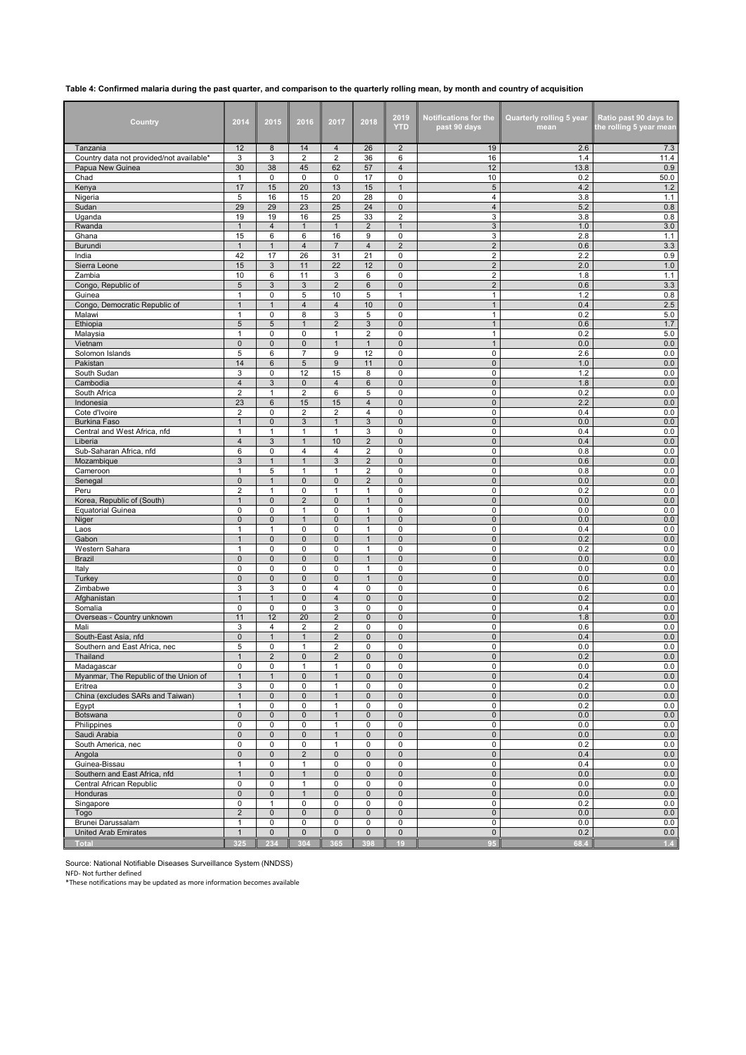**Table 4: Confirmed malaria during the past quarter, and comparison to the quarterly rolling mean, by month and country of acquisition**

| Country | 2014 | 2015 | 2016 | 2017 | 2018 | 2019 YTD | Notifications for the past 90 days | Quarterly rolling 5 year mean | Ratio past 90 days to the rolling 5 year mean |
|---|---|---|---|---|---|---|---|---|---|
| Tanzania | 12 | 8 | 14 | 4 | 26 | 2 | 19 | 2.6 | 7.3 |
| Country data not provided/not available* | 3 | 3 | 2 | 2 | 36 | 6 | 16 | 1.4 | 11.4 |
| Papua New Guinea | 30 | 38 | 45 | 62 | 57 | 4 | 12 | 13.8 | 0.9 |
| Chad | 1 | 0 | 0 | 0 | 17 | 0 | 10 | 0.2 | 50.0 |
| Kenya | 17 | 15 | 20 | 13 | 15 | 1 | 5 | 4.2 | 1.2 |
| Nigeria | 5 | 16 | 15 | 20 | 28 | 0 | 4 | 3.8 | 1.1 |
| Sudan | 29 | 29 | 23 | 25 | 24 | 0 | 4 | 5.2 | 0.8 |
| Uganda | 19 | 19 | 16 | 25 | 33 | 2 | 3 | 3.8 | 0.8 |
| Rwanda | 1 | 4 | 1 | 1 | 2 | 1 | 3 | 1.0 | 3.0 |
| Ghana | 15 | 6 | 6 | 16 | 9 | 0 | 3 | 2.8 | 1.1 |
| Burundi | 1 | 1 | 4 | 7 | 4 | 2 | 2 | 0.6 | 3.3 |
| India | 42 | 17 | 26 | 31 | 21 | 0 | 2 | 2.2 | 0.9 |
| Sierra Leone | 15 | 3 | 11 | 22 | 12 | 0 | 2 | 2.0 | 1.0 |
| Zambia | 10 | 6 | 11 | 3 | 6 | 0 | 2 | 1.8 | 1.1 |
| Congo, Republic of | 5 | 3 | 3 | 2 | 6 | 0 | 2 | 0.6 | 3.3 |
| Guinea | 1 | 0 | 5 | 10 | 5 | 1 | 1 | 1.2 | 0.8 |
| Congo, Democratic Republic of | 1 | 1 | 4 | 4 | 10 | 0 | 1 | 0.4 | 2.5 |
| Malawi | 1 | 0 | 8 | 3 | 5 | 0 | 1 | 0.2 | 5.0 |
| Ethiopia | 5 | 5 | 1 | 2 | 3 | 0 | 1 | 0.6 | 1.7 |
| Malaysia | 1 | 0 | 0 | 1 | 2 | 0 | 1 | 0.2 | 5.0 |
| Vietnam | 0 | 0 | 0 | 1 | 1 | 0 | 1 | 0.0 | 0.0 |
| Solomon Islands | 5 | 6 | 7 | 9 | 12 | 0 | 0 | 2.6 | 0.0 |
| Pakistan | 14 | 6 | 5 | 9 | 11 | 0 | 0 | 1.0 | 0.0 |
| South Sudan | 3 | 0 | 12 | 15 | 8 | 0 | 0 | 1.2 | 0.0 |
| Cambodia | 4 | 3 | 0 | 4 | 6 | 0 | 0 | 1.8 | 0.0 |
| South Africa | 2 | 1 | 2 | 6 | 5 | 0 | 0 | 0.2 | 0.0 |
| Indonesia | 23 | 6 | 15 | 15 | 4 | 0 | 0 | 2.2 | 0.0 |
| Cote d'Ivoire | 2 | 0 | 2 | 2 | 4 | 0 | 0 | 0.4 | 0.0 |
| Burkina Faso | 1 | 0 | 3 | 1 | 3 | 0 | 0 | 0.0 | 0.0 |
| Central and West Africa, nfd | 1 | 1 | 1 | 1 | 3 | 0 | 0 | 0.4 | 0.0 |
| Liberia | 4 | 3 | 1 | 10 | 2 | 0 | 0 | 0.4 | 0.0 |
| Sub-Saharan Africa, nfd | 6 | 0 | 4 | 4 | 2 | 0 | 0 | 0.8 | 0.0 |
| Mozambique | 3 | 1 | 1 | 3 | 2 | 0 | 0 | 0.6 | 0.0 |
| Cameroon | 1 | 5 | 1 | 1 | 2 | 0 | 0 | 0.8 | 0.0 |
| Senegal | 0 | 1 | 0 | 0 | 2 | 0 | 0 | 0.0 | 0.0 |
| Peru | 2 | 1 | 0 | 1 | 1 | 0 | 0 | 0.2 | 0.0 |
| Korea, Republic of (South) | 1 | 0 | 2 | 0 | 1 | 0 | 0 | 0.0 | 0.0 |
| Equatorial Guinea | 0 | 0 | 1 | 0 | 1 | 0 | 0 | 0.0 | 0.0 |
| Niger | 0 | 0 | 1 | 0 | 1 | 0 | 0 | 0.0 | 0.0 |
| Laos | 1 | 1 | 0 | 0 | 1 | 0 | 0 | 0.4 | 0.0 |
| Gabon | 1 | 0 | 0 | 0 | 1 | 0 | 0 | 0.2 | 0.0 |
| Western Sahara | 1 | 0 | 0 | 0 | 1 | 0 | 0 | 0.2 | 0.0 |
| Brazil | 0 | 0 | 0 | 0 | 1 | 0 | 0 | 0.0 | 0.0 |
| Italy | 0 | 0 | 0 | 0 | 1 | 0 | 0 | 0.0 | 0.0 |
| Turkey | 0 | 0 | 0 | 0 | 1 | 0 | 0 | 0.0 | 0.0 |
| Zimbabwe | 3 | 3 | 0 | 4 | 0 | 0 | 0 | 0.6 | 0.0 |
| Afghanistan | 1 | 1 | 0 | 4 | 0 | 0 | 0 | 0.2 | 0.0 |
| Somalia | 0 | 0 | 0 | 3 | 0 | 0 | 0 | 0.4 | 0.0 |
| Overseas - Country unknown | 11 | 12 | 20 | 2 | 0 | 0 | 0 | 1.8 | 0.0 |
| Mali | 3 | 4 | 2 | 2 | 0 | 0 | 0 | 0.6 | 0.0 |
| South-East Asia, nfd | 0 | 1 | 1 | 2 | 0 | 0 | 0 | 0.4 | 0.0 |
| Southern and East Africa, nec | 5 | 0 | 1 | 2 | 0 | 0 | 0 | 0.0 | 0.0 |
| Thailand | 1 | 2 | 0 | 2 | 0 | 0 | 0 | 0.2 | 0.0 |
| Madagascar | 0 | 0 | 1 | 1 | 0 | 0 | 0 | 0.0 | 0.0 |
| Myanmar, The Republic of the Union of | 1 | 1 | 0 | 1 | 0 | 0 | 0 | 0.4 | 0.0 |
| Eritrea | 3 | 0 | 0 | 1 | 0 | 0 | 0 | 0.2 | 0.0 |
| China (excludes SARs and Taiwan) | 1 | 0 | 0 | 1 | 0 | 0 | 0 | 0.0 | 0.0 |
| Egypt | 1 | 0 | 0 | 1 | 0 | 0 | 0 | 0.2 | 0.0 |
| Botswana | 0 | 0 | 0 | 1 | 0 | 0 | 0 | 0.0 | 0.0 |
| Philippines | 0 | 0 | 0 | 1 | 0 | 0 | 0 | 0.0 | 0.0 |
| Saudi Arabia | 0 | 0 | 0 | 1 | 0 | 0 | 0 | 0.0 | 0.0 |
| South America, nec | 0 | 0 | 0 | 1 | 0 | 0 | 0 | 0.2 | 0.0 |
| Angola | 0 | 0 | 2 | 0 | 0 | 0 | 0 | 0.4 | 0.0 |
| Guinea-Bissau | 1 | 0 | 1 | 0 | 0 | 0 | 0 | 0.4 | 0.0 |
| Southern and East Africa, nfd | 1 | 0 | 1 | 0 | 0 | 0 | 0 | 0.0 | 0.0 |
| Central African Republic | 0 | 0 | 1 | 0 | 0 | 0 | 0 | 0.0 | 0.0 |
| Honduras | 0 | 0 | 1 | 0 | 0 | 0 | 0 | 0.0 | 0.0 |
| Singapore | 0 | 1 | 0 | 0 | 0 | 0 | 0 | 0.2 | 0.0 |
| Togo | 2 | 0 | 0 | 0 | 0 | 0 | 0 | 0.0 | 0.0 |
| Brunei Darussalam | 1 | 0 | 0 | 0 | 0 | 0 | 0 | 0.0 | 0.0 |
| United Arab Emirates | 1 | 0 | 0 | 0 | 0 | 0 | 0 | 0.2 | 0.0 |
| **Total** | **325** | **234** | **304** | **365** | **398** | **19** | **95** | **68.4** | **1.4** |

Source: National Notifiable Diseases Surveillance System (NNDSS)

NFD- Not further defined

*These notifications may be updated as more information becomes available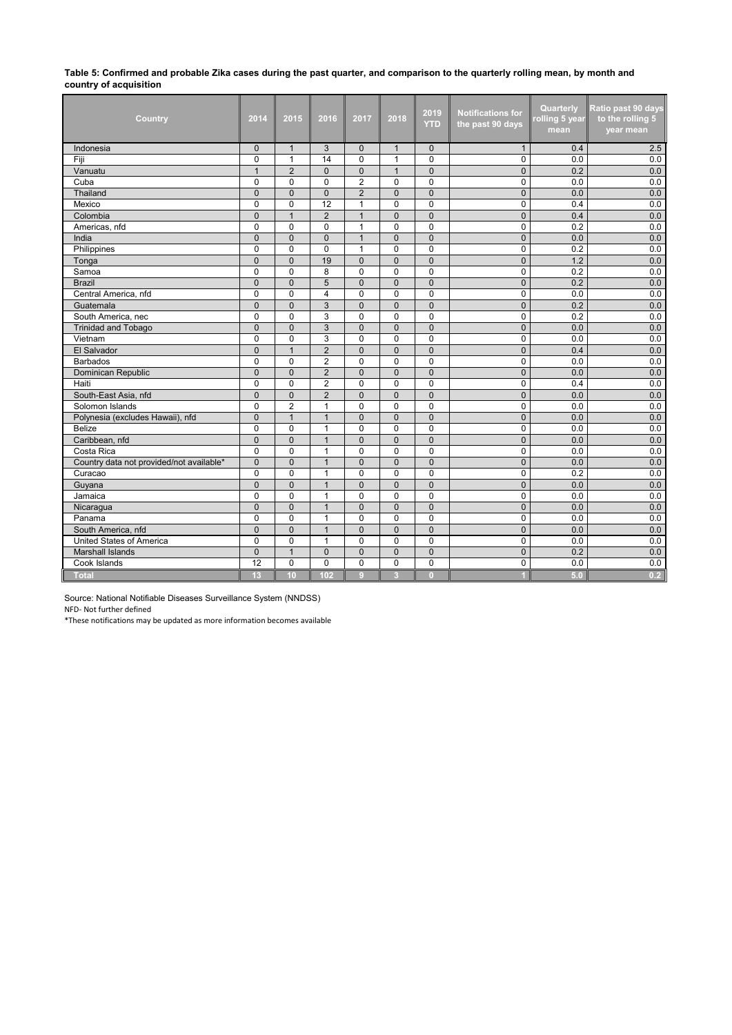**Table 5: Confirmed and probable Zika cases during the past quarter, and comparison to the quarterly rolling mean, by month and country of acquisition**

| Country | 2014 | 2015 | 2016 | 2017 | 2018 | 2019 YTD | Notifications for the past 90 days | Quarterly rolling 5 year mean | Ratio past 90 days to the rolling 5 year mean |
|---|---|---|---|---|---|---|---|---|---|
| Indonesia | 0 | 1 | 3 | 0 | 1 | 0 | 1 | 0.4 | 2.5 |
| Fiji | 0 | 1 | 14 | 0 | 1 | 0 | 0 | 0.0 | 0.0 |
| Vanuatu | 1 | 2 | 0 | 0 | 1 | 0 | 0 | 0.2 | 0.0 |
| Cuba | 0 | 0 | 0 | 2 | 0 | 0 | 0 | 0.0 | 0.0 |
| Thailand | 0 | 0 | 0 | 2 | 0 | 0 | 0 | 0.0 | 0.0 |
| Mexico | 0 | 0 | 12 | 1 | 0 | 0 | 0 | 0.4 | 0.0 |
| Colombia | 0 | 1 | 2 | 1 | 0 | 0 | 0 | 0.4 | 0.0 |
| Americas, nfd | 0 | 0 | 0 | 1 | 0 | 0 | 0 | 0.2 | 0.0 |
| India | 0 | 0 | 0 | 1 | 0 | 0 | 0 | 0.0 | 0.0 |
| Philippines | 0 | 0 | 0 | 1 | 0 | 0 | 0 | 0.2 | 0.0 |
| Tonga | 0 | 0 | 19 | 0 | 0 | 0 | 0 | 1.2 | 0.0 |
| Samoa | 0 | 0 | 8 | 0 | 0 | 0 | 0 | 0.2 | 0.0 |
| Brazil | 0 | 0 | 5 | 0 | 0 | 0 | 0 | 0.2 | 0.0 |
| Central America, nfd | 0 | 0 | 4 | 0 | 0 | 0 | 0 | 0.0 | 0.0 |
| Guatemala | 0 | 0 | 3 | 0 | 0 | 0 | 0 | 0.2 | 0.0 |
| South America, nec | 0 | 0 | 3 | 0 | 0 | 0 | 0 | 0.2 | 0.0 |
| Trinidad and Tobago | 0 | 0 | 3 | 0 | 0 | 0 | 0 | 0.0 | 0.0 |
| Vietnam | 0 | 0 | 3 | 0 | 0 | 0 | 0 | 0.0 | 0.0 |
| El Salvador | 0 | 1 | 2 | 0 | 0 | 0 | 0 | 0.4 | 0.0 |
| Barbados | 0 | 0 | 2 | 0 | 0 | 0 | 0 | 0.0 | 0.0 |
| Dominican Republic | 0 | 0 | 2 | 0 | 0 | 0 | 0 | 0.0 | 0.0 |
| Haiti | 0 | 0 | 2 | 0 | 0 | 0 | 0 | 0.4 | 0.0 |
| South-East Asia, nfd | 0 | 0 | 2 | 0 | 0 | 0 | 0 | 0.0 | 0.0 |
| Solomon Islands | 0 | 2 | 1 | 0 | 0 | 0 | 0 | 0.0 | 0.0 |
| Polynesia (excludes Hawaii), nfd | 0 | 1 | 1 | 0 | 0 | 0 | 0 | 0.0 | 0.0 |
| Belize | 0 | 0 | 1 | 0 | 0 | 0 | 0 | 0.0 | 0.0 |
| Caribbean, nfd | 0 | 0 | 1 | 0 | 0 | 0 | 0 | 0.0 | 0.0 |
| Costa Rica | 0 | 0 | 1 | 0 | 0 | 0 | 0 | 0.0 | 0.0 |
| Country data not provided/not available* | 0 | 0 | 1 | 0 | 0 | 0 | 0 | 0.0 | 0.0 |
| Curacao | 0 | 0 | 1 | 0 | 0 | 0 | 0 | 0.2 | 0.0 |
| Guyana | 0 | 0 | 1 | 0 | 0 | 0 | 0 | 0.0 | 0.0 |
| Jamaica | 0 | 0 | 1 | 0 | 0 | 0 | 0 | 0.0 | 0.0 |
| Nicaragua | 0 | 0 | 1 | 0 | 0 | 0 | 0 | 0.0 | 0.0 |
| Panama | 0 | 0 | 1 | 0 | 0 | 0 | 0 | 0.0 | 0.0 |
| South America, nfd | 0 | 0 | 1 | 0 | 0 | 0 | 0 | 0.0 | 0.0 |
| United States of America | 0 | 0 | 1 | 0 | 0 | 0 | 0 | 0.0 | 0.0 |
| Marshall Islands | 0 | 1 | 0 | 0 | 0 | 0 | 0 | 0.2 | 0.0 |
| Cook Islands | 12 | 0 | 0 | 0 | 0 | 0 | 0 | 0.0 | 0.0 |
| **Total** | **13** | **10** | **102** | **9** | **3** | **0** | **1** | **5.0** | **0.2** |

Source: National Notifiable Diseases Surveillance System (NNDSS)

NFD- Not further defined

*These notifications may be updated as more information becomes available